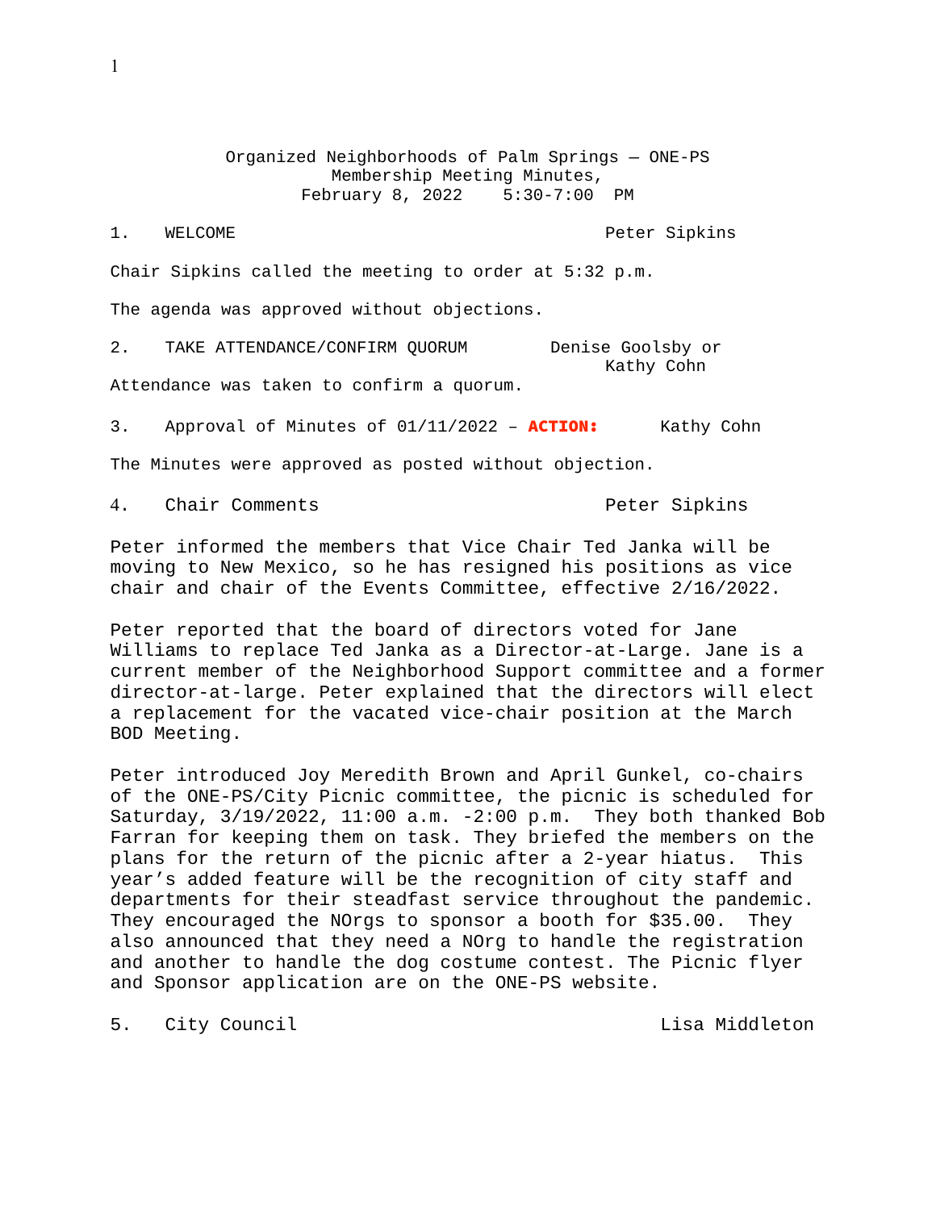# Organized Neighborhoods of Palm Springs — ONE-PS
## Membership Meeting Minutes,
### February 8, 2022 5:30-7:00 PM

1. WELCOME — Peter Sipkins

Chair Sipkins called the meeting to order at 5:32 p.m.

The agenda was approved without objections.

2. TAKE ATTENDANCE/CONFIRM QUORUM — Denise Goolsby or Kathy Cohn

Attendance was taken to confirm a quorum.

3. Approval of Minutes of 01/11/2022 – **ACTION:** — Kathy Cohn

The Minutes were approved as posted without objection.

4. Chair Comments — Peter Sipkins

Peter informed the members that Vice Chair Ted Janka will be moving to New Mexico, so he has resigned his positions as vice chair and chair of the Events Committee, effective 2/16/2022.

Peter reported that the board of directors voted for Jane Williams to replace Ted Janka as a Director-at-Large. Jane is a current member of the Neighborhood Support committee and a former director-at-large. Peter explained that the directors will elect a replacement for the vacated vice-chair position at the March BOD Meeting.

Peter introduced Joy Meredith Brown and April Gunkel, co-chairs of the ONE-PS/City Picnic committee, the picnic is scheduled for Saturday, 3/19/2022, 11:00 a.m. -2:00 p.m. They both thanked Bob Farran for keeping them on task. They briefed the members on the plans for the return of the picnic after a 2-year hiatus. This year's added feature will be the recognition of city staff and departments for their steadfast service throughout the pandemic. They encouraged the NOrgs to sponsor a booth for $35.00. They also announced that they need a NOrg to handle the registration and another to handle the dog costume contest. The Picnic flyer and Sponsor application are on the ONE-PS website.

5. City Council — Lisa Middleton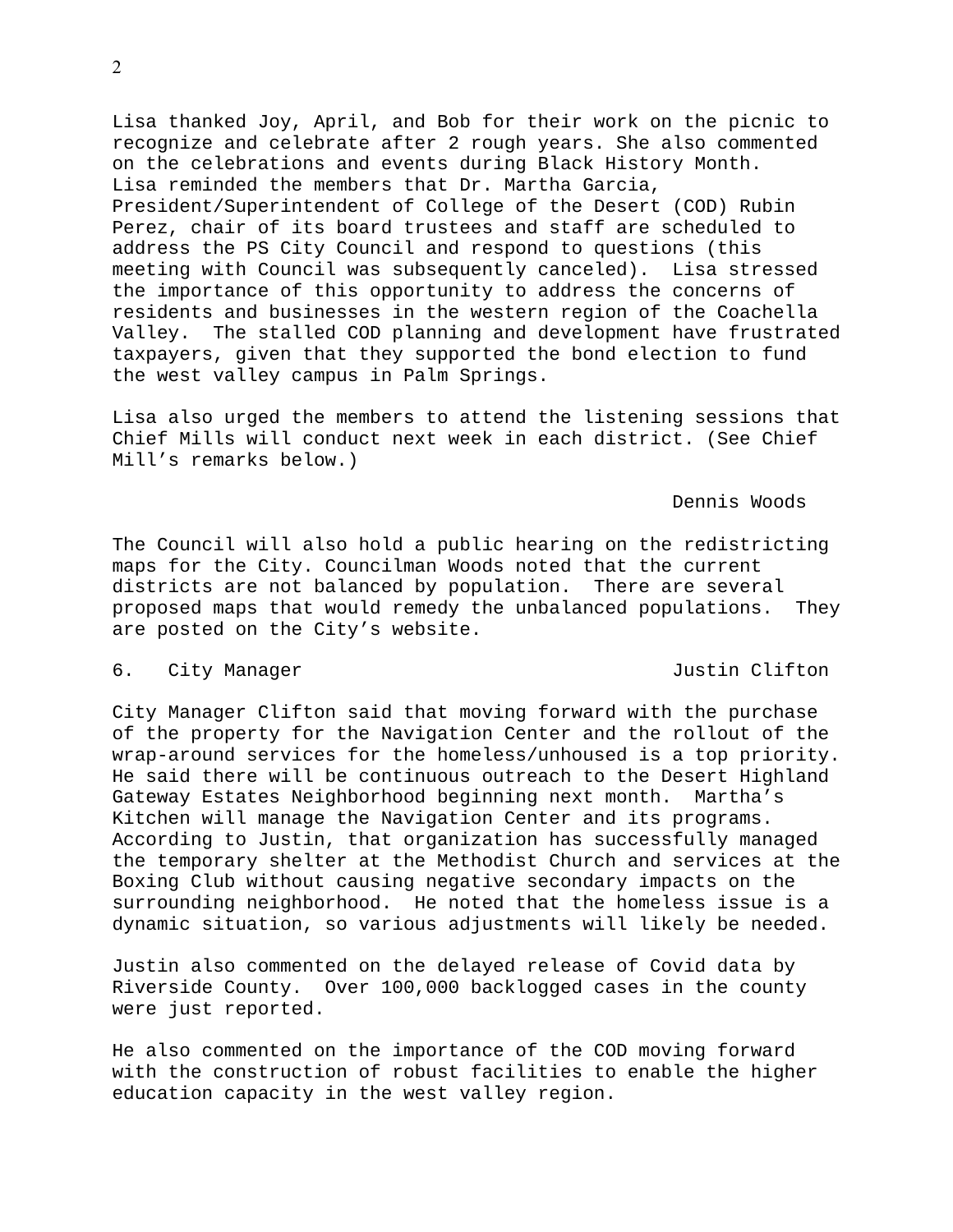Lisa thanked Joy, April, and Bob for their work on the picnic to recognize and celebrate after 2 rough years. She also commented on the celebrations and events during Black History Month. Lisa reminded the members that Dr. Martha Garcia, President/Superintendent of College of the Desert (COD) Rubin Perez, chair of its board trustees and staff are scheduled to address the PS City Council and respond to questions (this meeting with Council was subsequently canceled). Lisa stressed the importance of this opportunity to address the concerns of residents and businesses in the western region of the Coachella Valley. The stalled COD planning and development have frustrated taxpayers, given that they supported the bond election to fund the west valley campus in Palm Springs.

Lisa also urged the members to attend the listening sessions that Chief Mills will conduct next week in each district. (See Chief Mill's remarks below.)

Dennis Woods

The Council will also hold a public hearing on the redistricting maps for the City. Councilman Woods noted that the current districts are not balanced by population. There are several proposed maps that would remedy the unbalanced populations. They are posted on the City's website.

6. City Manager — Justin Clifton

City Manager Clifton said that moving forward with the purchase of the property for the Navigation Center and the rollout of the wrap-around services for the homeless/unhoused is a top priority. He said there will be continuous outreach to the Desert Highland Gateway Estates Neighborhood beginning next month. Martha's Kitchen will manage the Navigation Center and its programs. According to Justin, that organization has successfully managed the temporary shelter at the Methodist Church and services at the Boxing Club without causing negative secondary impacts on the surrounding neighborhood. He noted that the homeless issue is a dynamic situation, so various adjustments will likely be needed.

Justin also commented on the delayed release of Covid data by Riverside County. Over 100,000 backlogged cases in the county were just reported.

He also commented on the importance of the COD moving forward with the construction of robust facilities to enable the higher education capacity in the west valley region.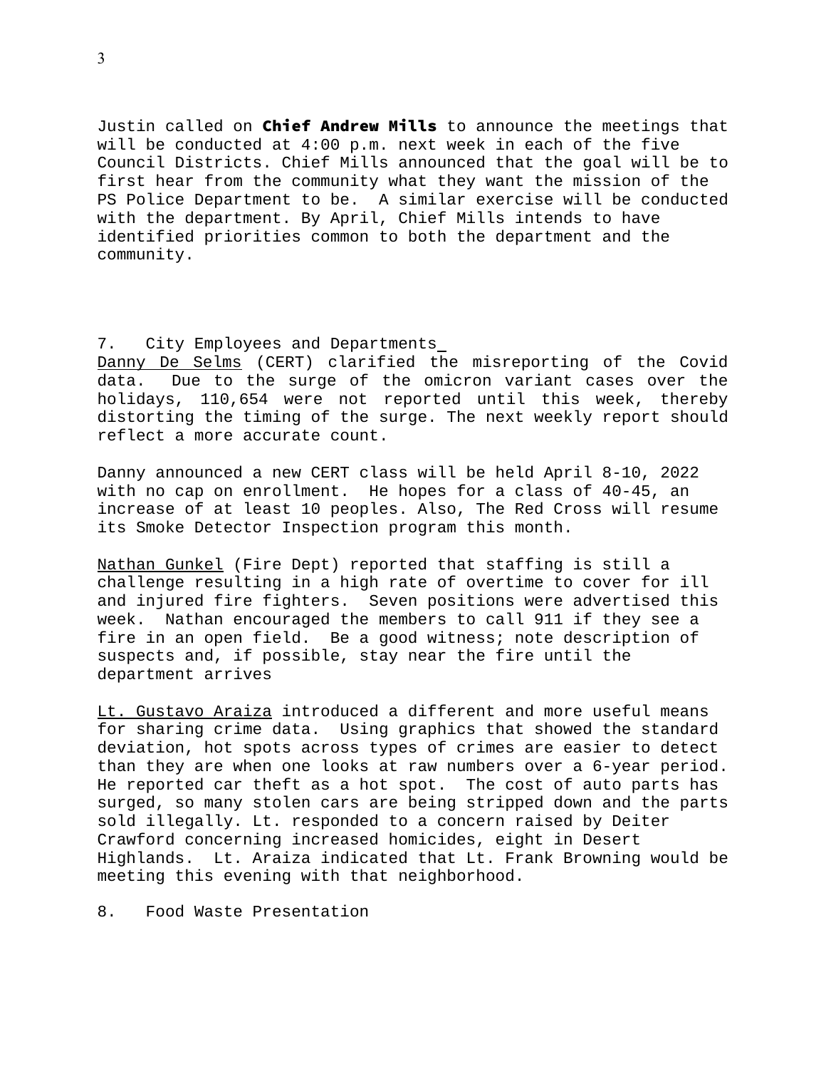Justin called on **Chief Andrew Mills** to announce the meetings that will be conducted at 4:00 p.m. next week in each of the five Council Districts. Chief Mills announced that the goal will be to first hear from the community what they want the mission of the PS Police Department to be. A similar exercise will be conducted with the department. By April, Chief Mills intends to have identified priorities common to both the department and the community.

7. City Employees and Departments

Danny De Selms (CERT) clarified the misreporting of the Covid data. Due to the surge of the omicron variant cases over the holidays, 110,654 were not reported until this week, thereby distorting the timing of the surge. The next weekly report should reflect a more accurate count.

Danny announced a new CERT class will be held April 8-10, 2022 with no cap on enrollment. He hopes for a class of 40-45, an increase of at least 10 peoples. Also, The Red Cross will resume its Smoke Detector Inspection program this month.

Nathan Gunkel (Fire Dept) reported that staffing is still a challenge resulting in a high rate of overtime to cover for ill and injured fire fighters. Seven positions were advertised this week. Nathan encouraged the members to call 911 if they see a fire in an open field. Be a good witness; note description of suspects and, if possible, stay near the fire until the department arrives

Lt. Gustavo Araiza introduced a different and more useful means for sharing crime data. Using graphics that showed the standard deviation, hot spots across types of crimes are easier to detect than they are when one looks at raw numbers over a 6-year period. He reported car theft as a hot spot. The cost of auto parts has surged, so many stolen cars are being stripped down and the parts sold illegally. Lt. responded to a concern raised by Deiter Crawford concerning increased homicides, eight in Desert Highlands. Lt. Araiza indicated that Lt. Frank Browning would be meeting this evening with that neighborhood.

8. Food Waste Presentation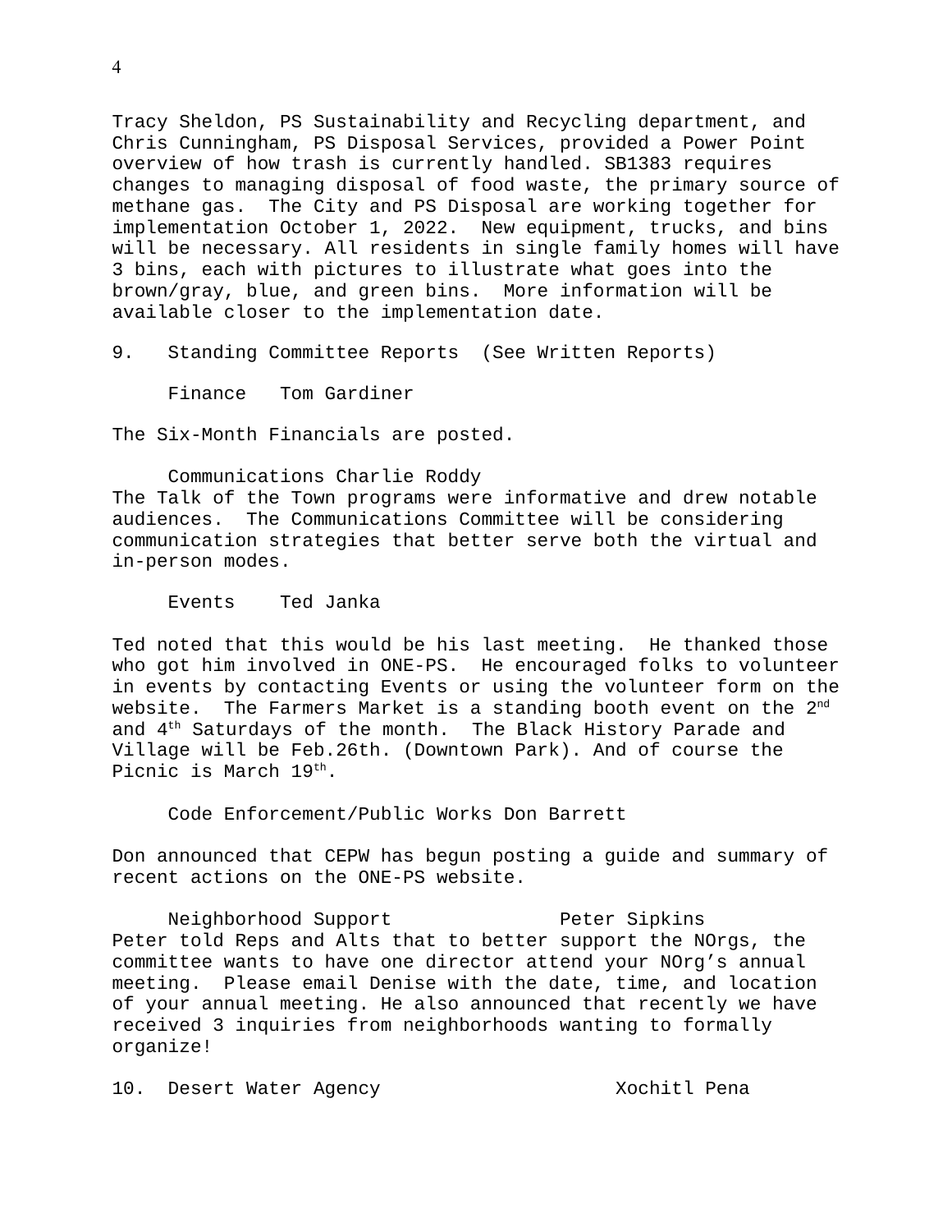Tracy Sheldon, PS Sustainability and Recycling department, and Chris Cunningham, PS Disposal Services, provided a Power Point overview of how trash is currently handled. SB1383 requires changes to managing disposal of food waste, the primary source of methane gas. The City and PS Disposal are working together for implementation October 1, 2022. New equipment, trucks, and bins will be necessary. All residents in single family homes will have 3 bins, each with pictures to illustrate what goes into the brown/gray, blue, and green bins. More information will be available closer to the implementation date.

9. Standing Committee Reports (See Written Reports)

Finance Tom Gardiner

The Six-Month Financials are posted.

Communications Charlie Roddy

The Talk of the Town programs were informative and drew notable audiences. The Communications Committee will be considering communication strategies that better serve both the virtual and in-person modes.

Events Ted Janka

Ted noted that this would be his last meeting. He thanked those who got him involved in ONE-PS. He encouraged folks to volunteer in events by contacting Events or using the volunteer form on the website. The Farmers Market is a standing booth event on the 2nd and 4th Saturdays of the month. The Black History Parade and Village will be Feb.26th. (Downtown Park). And of course the Picnic is March 19th.

Code Enforcement/Public Works Don Barrett

Don announced that CEPW has begun posting a guide and summary of recent actions on the ONE-PS website.

Neighborhood Support Peter Sipkins

Peter told Reps and Alts that to better support the NOrgs, the committee wants to have one director attend your NOrg's annual meeting. Please email Denise with the date, time, and location of your annual meeting. He also announced that recently we have received 3 inquiries from neighborhoods wanting to formally organize!

10. Desert Water Agency Xochitl Pena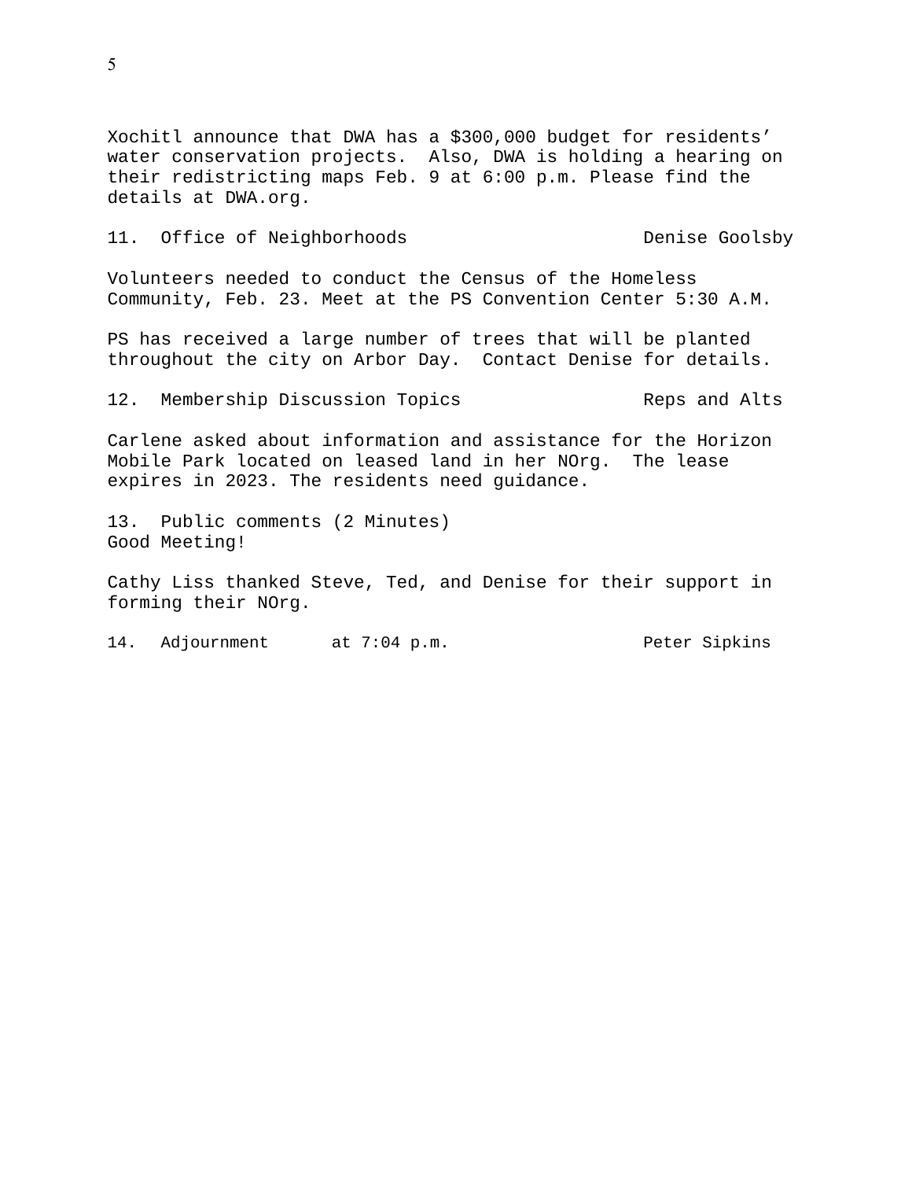Xochitl announce that DWA has a $300,000 budget for residents' water conservation projects. Also, DWA is holding a hearing on their redistricting maps Feb. 9 at 6:00 p.m. Please find the details at DWA.org.

11. Office of Neighborhoods — Denise Goolsby

Volunteers needed to conduct the Census of the Homeless Community, Feb. 23. Meet at the PS Convention Center 5:30 A.M.

PS has received a large number of trees that will be planted throughout the city on Arbor Day. Contact Denise for details.

12. Membership Discussion Topics — Reps and Alts

Carlene asked about information and assistance for the Horizon Mobile Park located on leased land in her NOrg. The lease expires in 2023. The residents need guidance.

13. Public comments (2 Minutes)
Good Meeting!

Cathy Liss thanked Steve, Ted, and Denise for their support in forming their NOrg.

14. Adjournment at 7:04 p.m. — Peter Sipkins